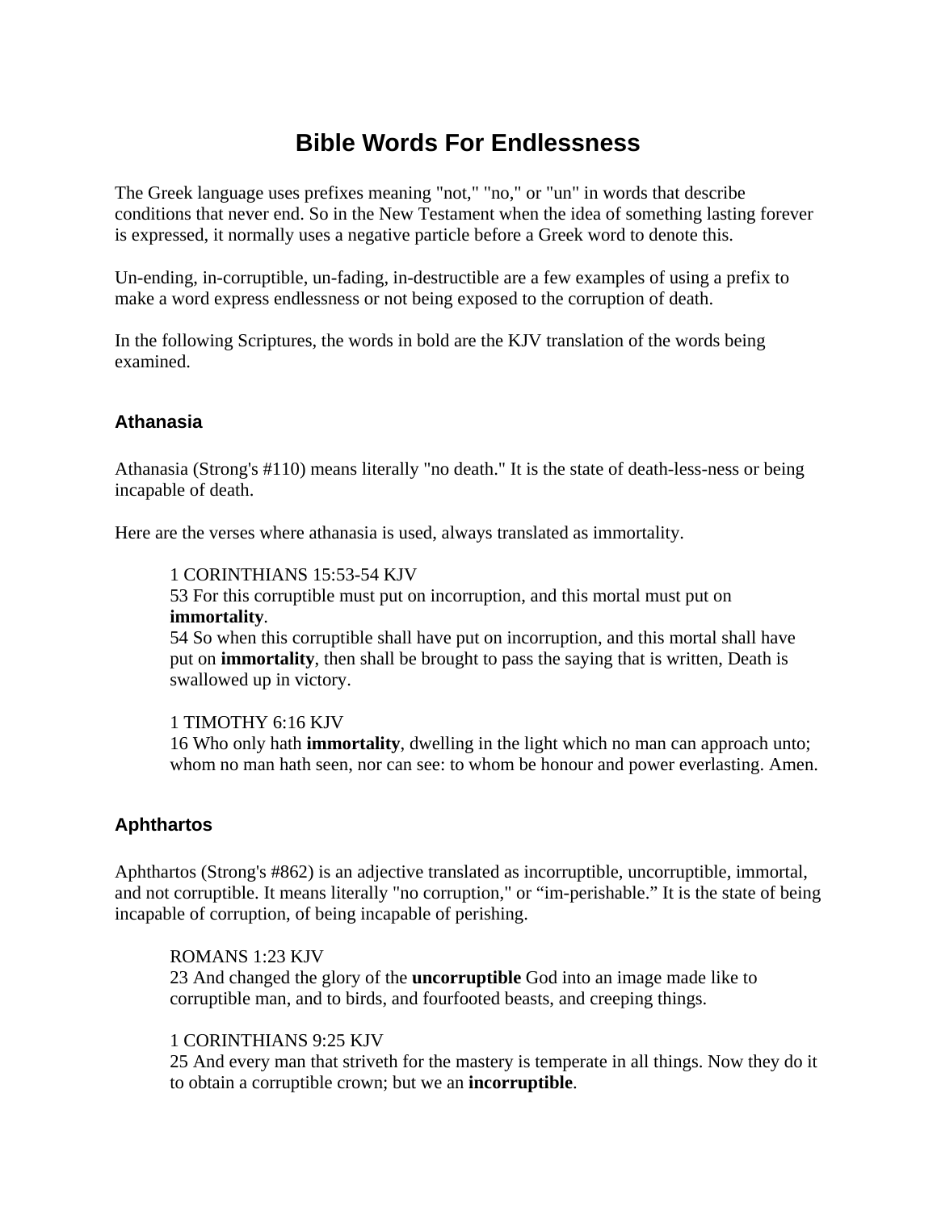# Bible Words For Endlessness

The Greek language uses prefixes meaning "not," "no," or "un" in words that describe conditions that never end. So in the New Testament when the idea of something lasting forever is expressed, it normally uses a negative particle before a Greek word to denote this.

Un-ending, in-corruptible, un-fading, in-destructible are a few examples of using a prefix to make a word express endlessness or not being exposed to the corruption of death.

In the following Scriptures, the words in bold are the KJV translation of the words being examined.

### Athanasia

Athanasia (Strong's #110) means literally "no death." It is the state of death-less-ness or being incapable of death.

Here are the verses where athanasia is used, always translated as immortality.

> 1 CORINTHIANS 15:53-54 KJV
> 53 For this corruptible must put on incorruption, and this mortal must put on **immortality**.
> 54 So when this corruptible shall have put on incorruption, and this mortal shall have put on **immortality**, then shall be brought to pass the saying that is written, Death is swallowed up in victory.
>
> 1 TIMOTHY 6:16 KJV
> 16 Who only hath **immortality**, dwelling in the light which no man can approach unto; whom no man hath seen, nor can see: to whom be honour and power everlasting. Amen.

### Aphthartos

Aphthartos (Strong's #862) is an adjective translated as incorruptible, uncorruptible, immortal, and not corruptible. It means literally "no corruption," or "im-perishable." It is the state of being incapable of corruption, of being incapable of perishing.

> ROMANS 1:23 KJV
> 23 And changed the glory of the **uncorruptible** God into an image made like to corruptible man, and to birds, and fourfooted beasts, and creeping things.
>
> 1 CORINTHIANS 9:25 KJV
> 25 And every man that striveth for the mastery is temperate in all things. Now they do it to obtain a corruptible crown; but we an **incorruptible**.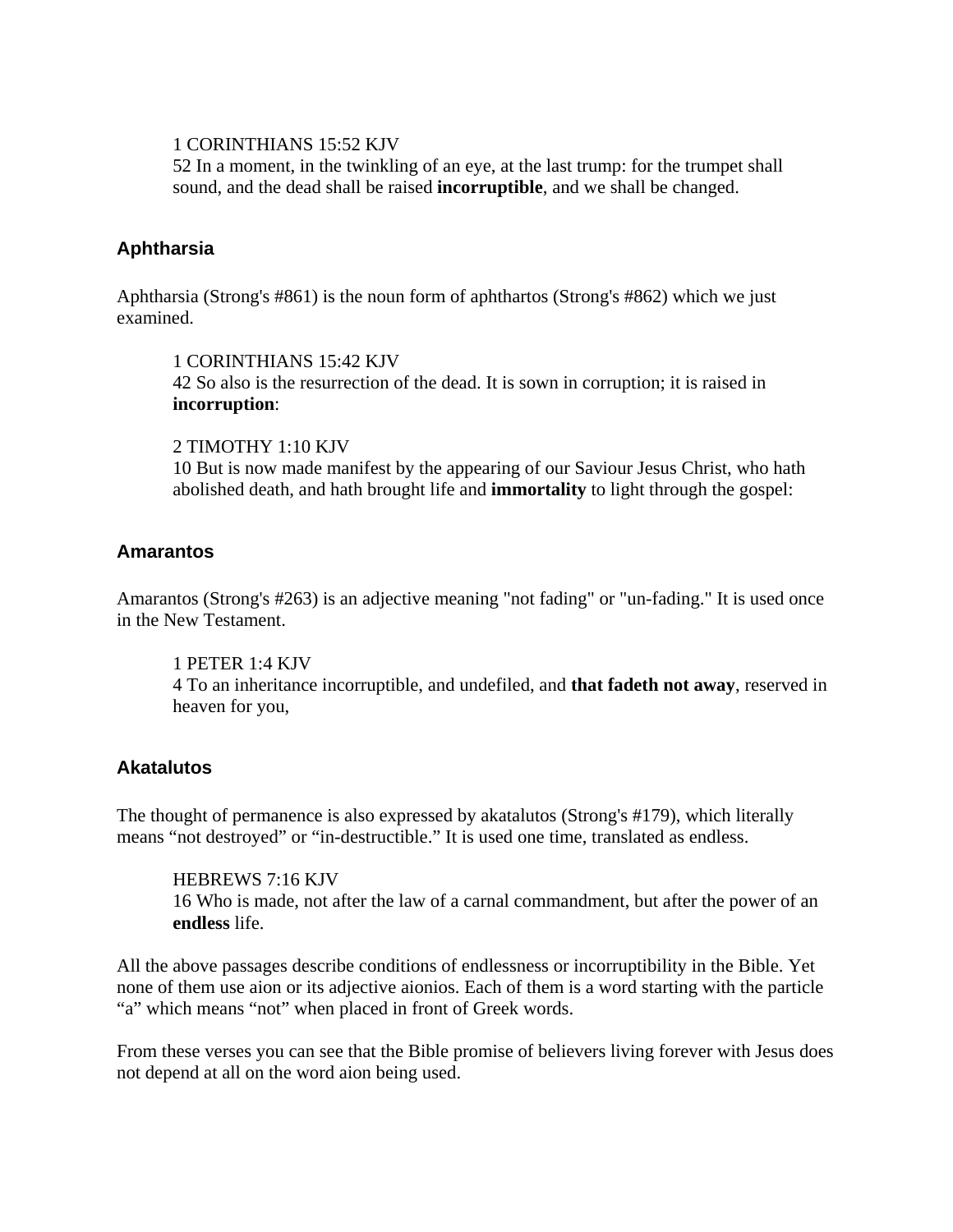> 1 CORINTHIANS 15:52 KJV
> 52 In a moment, in the twinkling of an eye, at the last trump: for the trumpet shall sound, and the dead shall be raised **incorruptible**, and we shall be changed.

### Aphtharsia

Aphtharsia (Strong's #861) is the noun form of aphthartos (Strong's #862) which we just examined.

> 1 CORINTHIANS 15:42 KJV
> 42 So also is the resurrection of the dead. It is sown in corruption; it is raised in **incorruption**:

> 2 TIMOTHY 1:10 KJV
> 10 But is now made manifest by the appearing of our Saviour Jesus Christ, who hath abolished death, and hath brought life and **immortality** to light through the gospel:

### Amarantos

Amarantos (Strong's #263) is an adjective meaning "not fading" or "un-fading." It is used once in the New Testament.

> 1 PETER 1:4 KJV
> 4 To an inheritance incorruptible, and undefiled, and **that fadeth not away**, reserved in heaven for you,

### Akatalutos

The thought of permanence is also expressed by akatalutos (Strong's #179), which literally means “not destroyed” or “in-destructible.” It is used one time, translated as endless.

> HEBREWS 7:16 KJV
> 16 Who is made, not after the law of a carnal commandment, but after the power of an **endless** life.

All the above passages describe conditions of endlessness or incorruptibility in the Bible. Yet none of them use aion or its adjective aionios. Each of them is a word starting with the particle “a” which means “not” when placed in front of Greek words.

From these verses you can see that the Bible promise of believers living forever with Jesus does not depend at all on the word aion being used.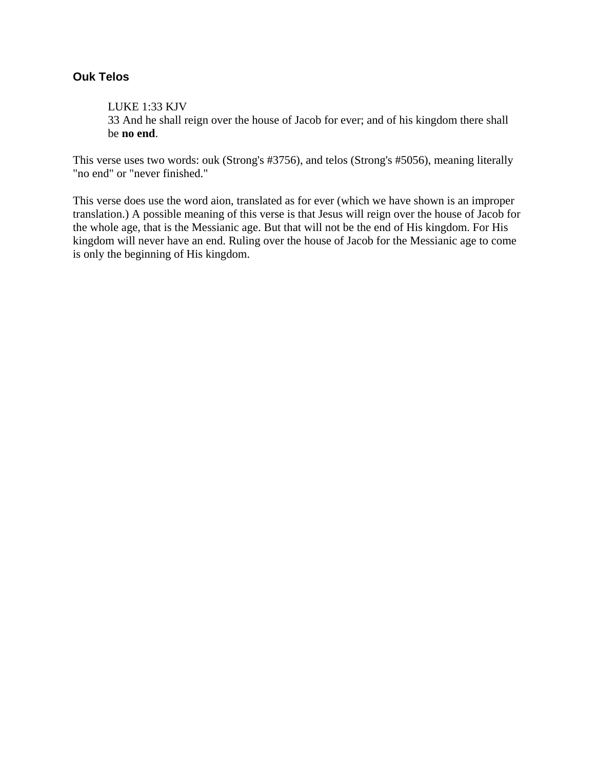### Ouk Telos

> LUKE 1:33 KJV
> 33 And he shall reign over the house of Jacob for ever; and of his kingdom there shall be **no end**.

This verse uses two words: ouk (Strong's #3756), and telos (Strong's #5056), meaning literally "no end" or "never finished."

This verse does use the word aion, translated as for ever (which we have shown is an improper translation.) A possible meaning of this verse is that Jesus will reign over the house of Jacob for the whole age, that is the Messianic age. But that will not be the end of His kingdom. For His kingdom will never have an end. Ruling over the house of Jacob for the Messianic age to come is only the beginning of His kingdom.